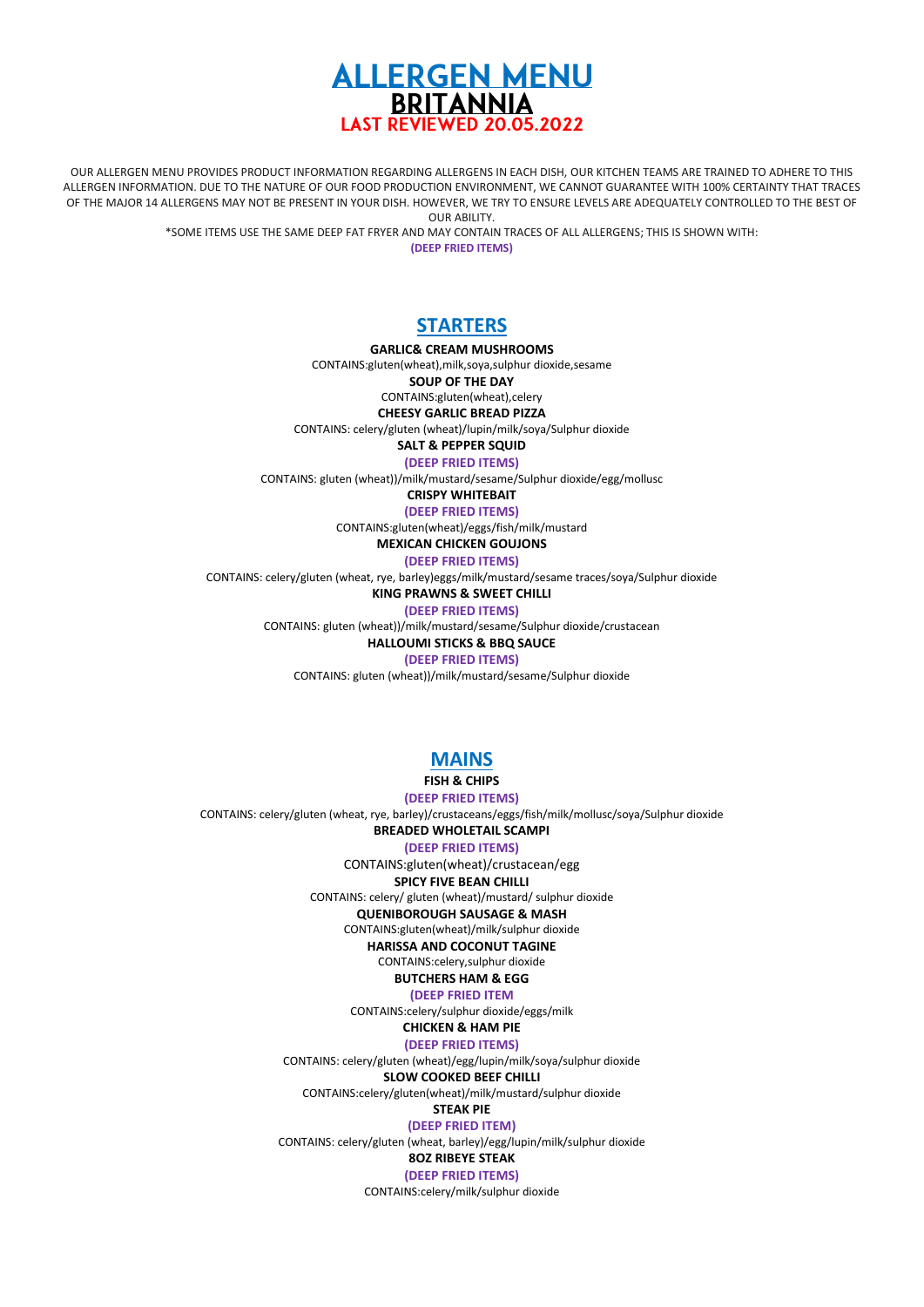# ALLERGEN MENU

## BRITANNIA

### LAST REVIEWED 20.05.2022

OUR ALLERGEN MENU PROVIDES PRODUCT INFORMATION REGARDING ALLERGENS IN EACH DISH, OUR KITCHEN TEAMS ARE TRAINED TO ADHERE TO THIS ALLERGEN INFORMATION. DUE TO THE NATURE OF OUR FOOD PRODUCTION ENVIRONMENT, WE CANNOT GUARANTEE WITH 100% CERTAINTY THAT TRACES OF THE MAJOR 14 ALLERGENS MAY NOT BE PRESENT IN YOUR DISH. HOWEVER, WE TRY TO ENSURE LEVELS ARE ADEQUATELY CONTROLLED TO THE BEST OF OUR ABILITY.

*SOME ITEMS USE THE SAME DEEP FAT FRYER AND MAY CONTAIN TRACES OF ALL ALLERGENS; THIS IS SHOWN WITH:

**(DEEP FRIED ITEMS)**

## STARTERS

**GARLIC& CREAM MUSHROOMS**

CONTAINS:gluten(wheat),milk,soya,sulphur dioxide,sesame

**SOUP OF THE DAY**

CONTAINS:gluten(wheat),celery

**CHEESY GARLIC BREAD PIZZA**

CONTAINS: celery/gluten (wheat)/lupin/milk/soya/Sulphur dioxide

**SALT & PEPPER SQUID**

**(DEEP FRIED ITEMS)**

CONTAINS: gluten (wheat))/milk/mustard/sesame/Sulphur dioxide/egg/mollusc

**CRISPY WHITEBAIT**

**(DEEP FRIED ITEMS)**

CONTAINS:gluten(wheat)/eggs/fish/milk/mustard

**MEXICAN CHICKEN GOUJONS**

**(DEEP FRIED ITEMS)**

CONTAINS: celery/gluten (wheat, rye, barley)eggs/milk/mustard/sesame traces/soya/Sulphur dioxide

**KING PRAWNS & SWEET CHILLI**

**(DEEP FRIED ITEMS)**

CONTAINS: gluten (wheat))/milk/mustard/sesame/Sulphur dioxide/crustacean

**HALLOUMI STICKS & BBQ SAUCE**

**(DEEP FRIED ITEMS)**

CONTAINS: gluten (wheat))/milk/mustard/sesame/Sulphur dioxide

## MAINS

**FISH & CHIPS**

**(DEEP FRIED ITEMS)**

CONTAINS: celery/gluten (wheat, rye, barley)/crustaceans/eggs/fish/milk/mollusc/soya/Sulphur dioxide

**BREADED WHOLETAIL SCAMPI**

**(DEEP FRIED ITEMS)**

CONTAINS:gluten(wheat)/crustacean/egg

**SPICY FIVE BEAN CHILLI**

CONTAINS: celery/ gluten (wheat)/mustard/ sulphur dioxide

**QUENIBOROUGH SAUSAGE & MASH**

CONTAINS:gluten(wheat)/milk/sulphur dioxide

**HARISSA AND COCONUT TAGINE**

CONTAINS:celery,sulphur dioxide

**BUTCHERS HAM & EGG**

**(DEEP FRIED ITEM**

CONTAINS:celery/sulphur dioxide/eggs/milk

**CHICKEN & HAM PIE**

**(DEEP FRIED ITEMS)**

CONTAINS: celery/gluten (wheat)/egg/lupin/milk/soya/sulphur dioxide

**SLOW COOKED BEEF CHILLI**

CONTAINS:celery/gluten(wheat)/milk/mustard/sulphur dioxide

**STEAK PIE**

**(DEEP FRIED ITEM)**

CONTAINS: celery/gluten (wheat, barley)/egg/lupin/milk/sulphur dioxide

**8OZ RIBEYE STEAK**

**(DEEP FRIED ITEMS)**

CONTAINS:celery/milk/sulphur dioxide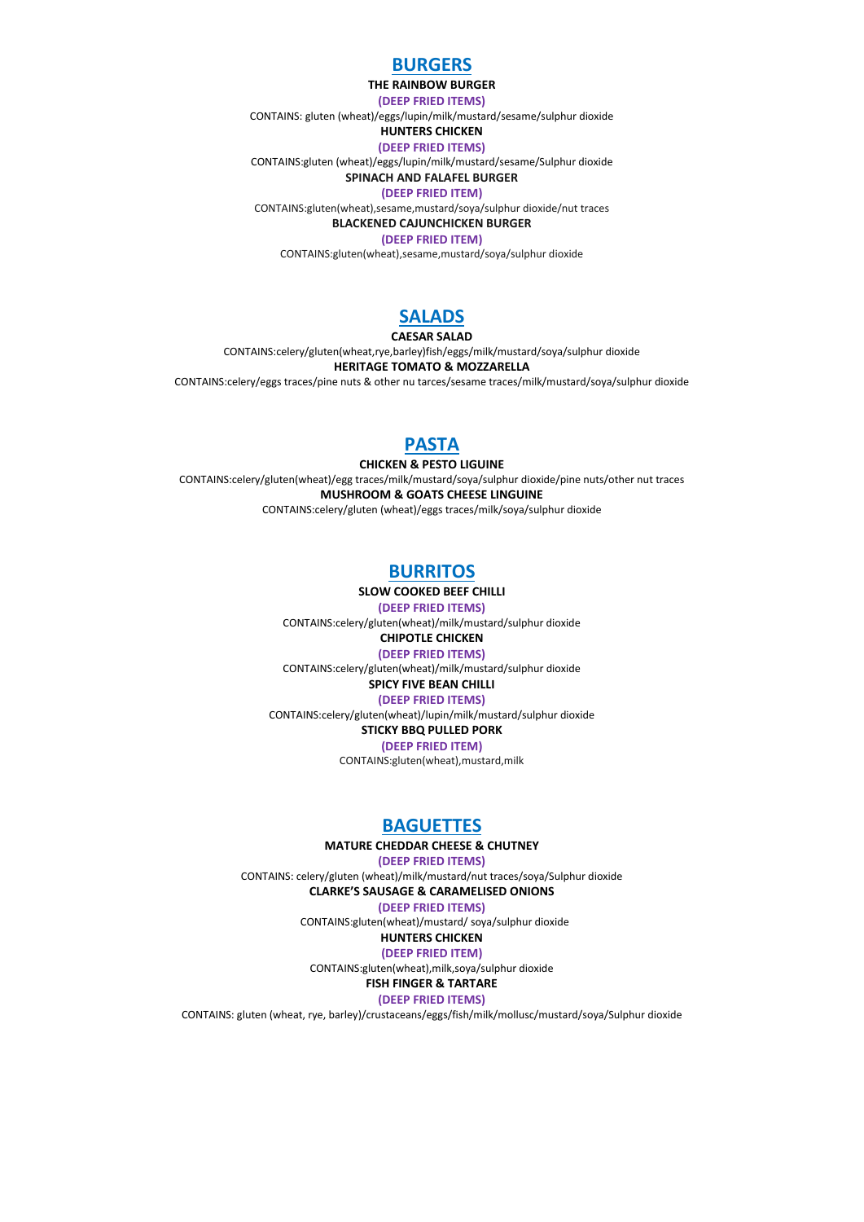## BURGERS

**THE RAINBOW BURGER**

**(DEEP FRIED ITEMS)**

CONTAINS: gluten (wheat)/eggs/lupin/milk/mustard/sesame/sulphur dioxide

**HUNTERS CHICKEN**

**(DEEP FRIED ITEMS)**

CONTAINS:gluten (wheat)/eggs/lupin/milk/mustard/sesame/Sulphur dioxide

**SPINACH AND FALAFEL BURGER**

**(DEEP FRIED ITEM)**

CONTAINS:gluten(wheat),sesame,mustard/soya/sulphur dioxide/nut traces

**BLACKENED CAJUNCHICKEN BURGER**

**(DEEP FRIED ITEM)**

CONTAINS:gluten(wheat),sesame,mustard/soya/sulphur dioxide

## SALADS

**CAESAR SALAD**

CONTAINS:celery/gluten(wheat,rye,barley)fish/eggs/milk/mustard/soya/sulphur dioxide

**HERITAGE TOMATO & MOZZARELLA**

CONTAINS:celery/eggs traces/pine nuts & other nu tarces/sesame traces/milk/mustard/soya/sulphur dioxide

## PASTA

**CHICKEN & PESTO LIGUINE**

CONTAINS:celery/gluten(wheat)/egg traces/milk/mustard/soya/sulphur dioxide/pine nuts/other nut traces

**MUSHROOM & GOATS CHEESE LINGUINE**

CONTAINS:celery/gluten (wheat)/eggs traces/milk/soya/sulphur dioxide

## BURRITOS

**SLOW COOKED BEEF CHILLI**

**(DEEP FRIED ITEMS)**

CONTAINS:celery/gluten(wheat)/milk/mustard/sulphur dioxide

**CHIPOTLE CHICKEN**

**(DEEP FRIED ITEMS)**

CONTAINS:celery/gluten(wheat)/milk/mustard/sulphur dioxide

**SPICY FIVE BEAN CHILLI**

**(DEEP FRIED ITEMS)**

CONTAINS:celery/gluten(wheat)/lupin/milk/mustard/sulphur dioxide

**STICKY BBQ PULLED PORK**

**(DEEP FRIED ITEM)**

CONTAINS:gluten(wheat),mustard,milk

## BAGUETTES

**MATURE CHEDDAR CHEESE & CHUTNEY**

**(DEEP FRIED ITEMS)**

CONTAINS: celery/gluten (wheat)/milk/mustard/nut traces/soya/Sulphur dioxide

**CLARKE'S SAUSAGE & CARAMELISED ONIONS**

**(DEEP FRIED ITEMS)**

CONTAINS:gluten(wheat)/mustard/ soya/sulphur dioxide

**HUNTERS CHICKEN**

**(DEEP FRIED ITEM)**

CONTAINS:gluten(wheat),milk,soya/sulphur dioxide

**FISH FINGER & TARTARE**

**(DEEP FRIED ITEMS)**

CONTAINS: gluten (wheat, rye, barley)/crustaceans/eggs/fish/milk/mollusc/mustard/soya/Sulphur dioxide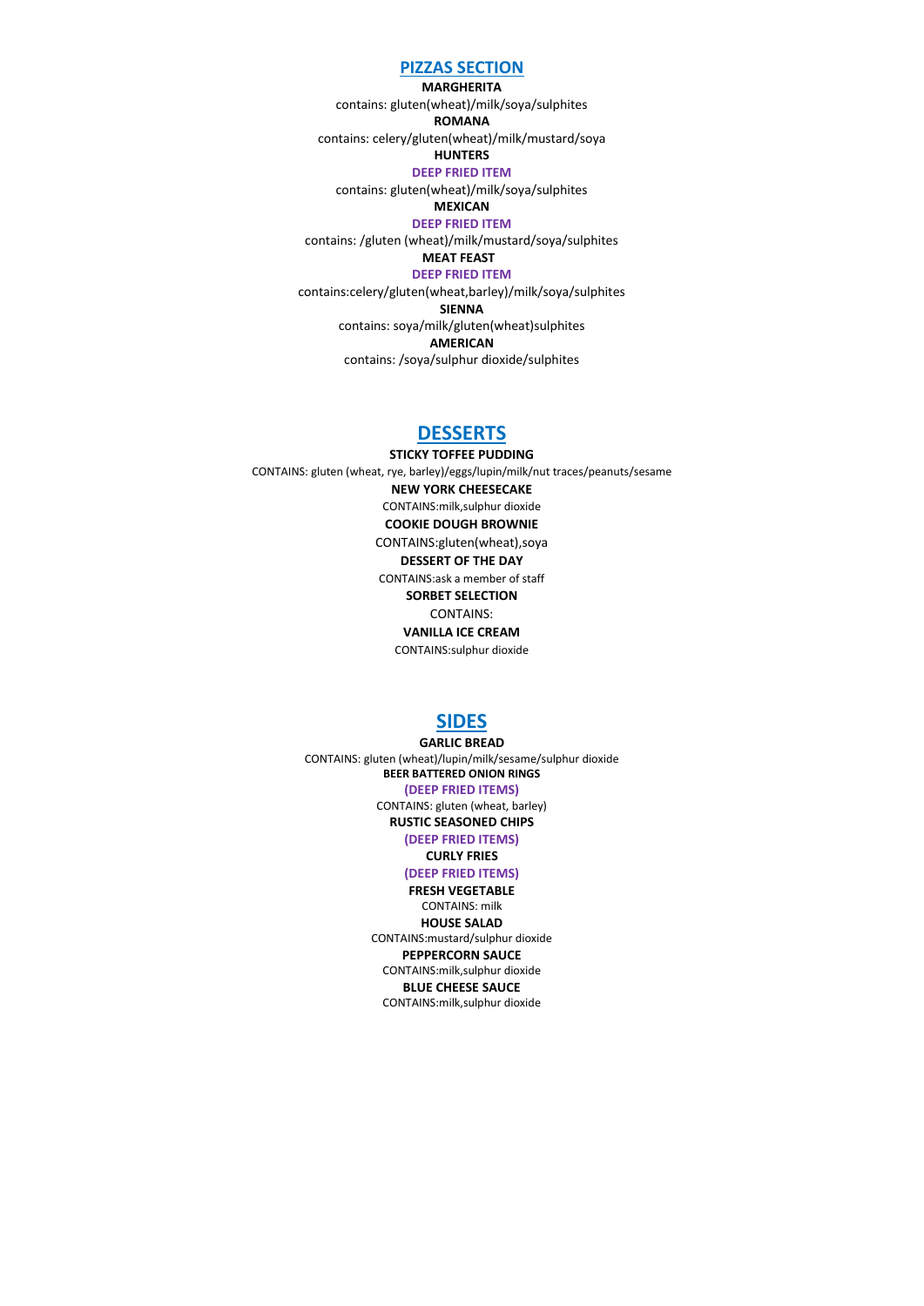## PIZZAS SECTION

**MARGHERITA**

contains: gluten(wheat)/milk/soya/sulphites

**ROMANA**

contains: celery/gluten(wheat)/milk/mustard/soya

**HUNTERS**

**DEEP FRIED ITEM**

contains: gluten(wheat)/milk/soya/sulphites

**MEXICAN**

**DEEP FRIED ITEM**

contains: /gluten (wheat)/milk/mustard/soya/sulphites

**MEAT FEAST**

**DEEP FRIED ITEM**

contains:celery/gluten(wheat,barley)/milk/soya/sulphites

**SIENNA**

contains: soya/milk/gluten(wheat)sulphites

**AMERICAN**

contains: /soya/sulphur dioxide/sulphites

## DESSERTS

**STICKY TOFFEE PUDDING**

CONTAINS: gluten (wheat, rye, barley)/eggs/lupin/milk/nut traces/peanuts/sesame

**NEW YORK CHEESECAKE**

CONTAINS:milk,sulphur dioxide

**COOKIE DOUGH BROWNIE**

CONTAINS:gluten(wheat),soya

**DESSERT OF THE DAY**

CONTAINS:ask a member of staff

**SORBET SELECTION**

CONTAINS:

**VANILLA ICE CREAM**

CONTAINS:sulphur dioxide

## SIDES

**GARLIC BREAD**

CONTAINS: gluten (wheat)/lupin/milk/sesame/sulphur dioxide

**BEER BATTERED ONION RINGS**

**(DEEP FRIED ITEMS)**

CONTAINS: gluten (wheat, barley)

**RUSTIC SEASONED CHIPS**

**(DEEP FRIED ITEMS)**

**CURLY FRIES**

**(DEEP FRIED ITEMS)**

**FRESH VEGETABLE**

CONTAINS: milk

**HOUSE SALAD**

CONTAINS:mustard/sulphur dioxide

**PEPPERCORN SAUCE**

CONTAINS:milk,sulphur dioxide

**BLUE CHEESE SAUCE**

CONTAINS:milk,sulphur dioxide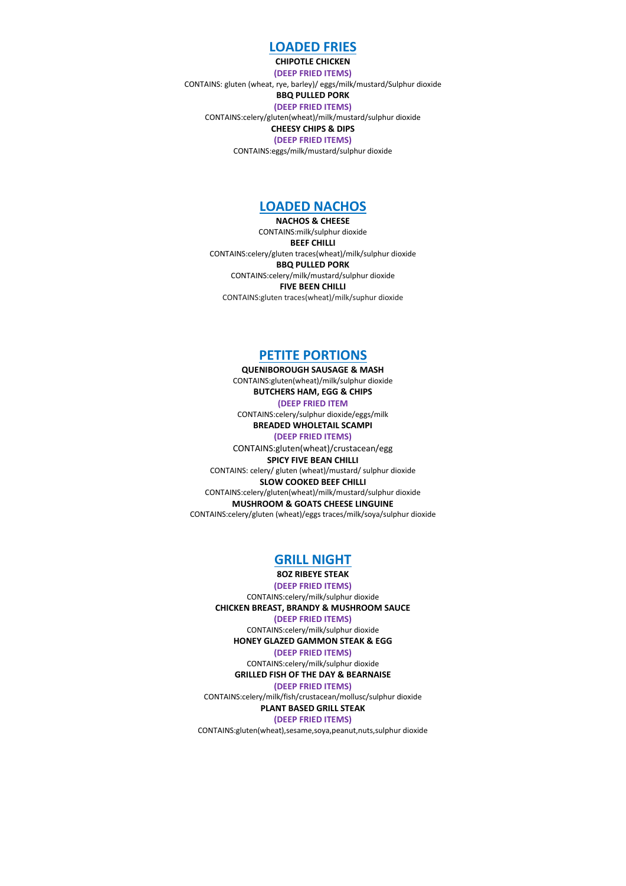## LOADED FRIES

**CHIPOTLE CHICKEN**

**(DEEP FRIED ITEMS)**

CONTAINS: gluten (wheat, rye, barley)/ eggs/milk/mustard/Sulphur dioxide

**BBQ PULLED PORK**

**(DEEP FRIED ITEMS)**

CONTAINS:celery/gluten(wheat)/milk/mustard/sulphur dioxide

**CHEESY CHIPS & DIPS**

**(DEEP FRIED ITEMS)**

CONTAINS:eggs/milk/mustard/sulphur dioxide

## LOADED NACHOS

**NACHOS & CHEESE**

CONTAINS:milk/sulphur dioxide

**BEEF CHILLI**

CONTAINS:celery/gluten traces(wheat)/milk/sulphur dioxide

**BBQ PULLED PORK**

CONTAINS:celery/milk/mustard/sulphur dioxide

**FIVE BEEN CHILLI**

CONTAINS:gluten traces(wheat)/milk/suphur dioxide

## PETITE PORTIONS

**QUENIBOROUGH SAUSAGE & MASH**

CONTAINS:gluten(wheat)/milk/sulphur dioxide

**BUTCHERS HAM, EGG & CHIPS**

**(DEEP FRIED ITEM**

CONTAINS:celery/sulphur dioxide/eggs/milk

**BREADED WHOLETAIL SCAMPI**

**(DEEP FRIED ITEMS)**

CONTAINS:gluten(wheat)/crustacean/egg

**SPICY FIVE BEAN CHILLI**

CONTAINS: celery/ gluten (wheat)/mustard/ sulphur dioxide

**SLOW COOKED BEEF CHILLI**

CONTAINS:celery/gluten(wheat)/milk/mustard/sulphur dioxide

**MUSHROOM & GOATS CHEESE LINGUINE**

CONTAINS:celery/gluten (wheat)/eggs traces/milk/soya/sulphur dioxide

## GRILL NIGHT

**8OZ RIBEYE STEAK**

**(DEEP FRIED ITEMS)**

CONTAINS:celery/milk/sulphur dioxide

**CHICKEN BREAST, BRANDY & MUSHROOM SAUCE**

**(DEEP FRIED ITEMS)**

CONTAINS:celery/milk/sulphur dioxide

**HONEY GLAZED GAMMON STEAK & EGG**

**(DEEP FRIED ITEMS)**

CONTAINS:celery/milk/sulphur dioxide

**GRILLED FISH OF THE DAY & BEARNAISE**

**(DEEP FRIED ITEMS)**

CONTAINS:celery/milk/fish/crustacean/mollusc/sulphur dioxide

**PLANT BASED GRILL STEAK**

**(DEEP FRIED ITEMS)**

CONTAINS:gluten(wheat),sesame,soya,peanut,nuts,sulphur dioxide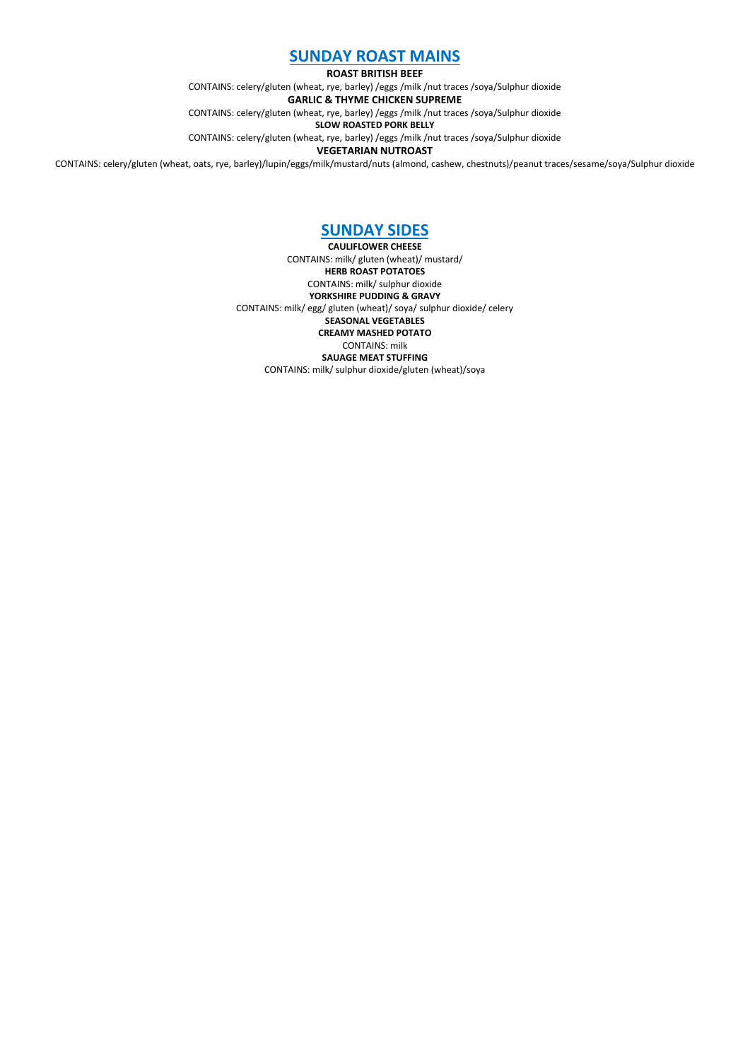## SUNDAY ROAST MAINS

**ROAST BRITISH BEEF**

CONTAINS: celery/gluten (wheat, rye, barley) /eggs /milk /nut traces /soya/Sulphur dioxide

**GARLIC & THYME CHICKEN SUPREME**

CONTAINS: celery/gluten (wheat, rye, barley) /eggs /milk /nut traces /soya/Sulphur dioxide

**SLOW ROASTED PORK BELLY**

CONTAINS: celery/gluten (wheat, rye, barley) /eggs /milk /nut traces /soya/Sulphur dioxide

**VEGETARIAN NUTROAST**

CONTAINS: celery/gluten (wheat, oats, rye, barley)/lupin/eggs/milk/mustard/nuts (almond, cashew, chestnuts)/peanut traces/sesame/soya/Sulphur dioxide

## SUNDAY SIDES

**CAULIFLOWER CHEESE**

CONTAINS: milk/ gluten (wheat)/ mustard/

**HERB ROAST POTATOES**

CONTAINS: milk/ sulphur dioxide

**YORKSHIRE PUDDING & GRAVY**

CONTAINS: milk/ egg/ gluten (wheat)/ soya/ sulphur dioxide/ celery

**SEASONAL VEGETABLES**

**CREAMY MASHED POTATO**

CONTAINS: milk

**SAUAGE MEAT STUFFING**

CONTAINS: milk/ sulphur dioxide/gluten (wheat)/soya